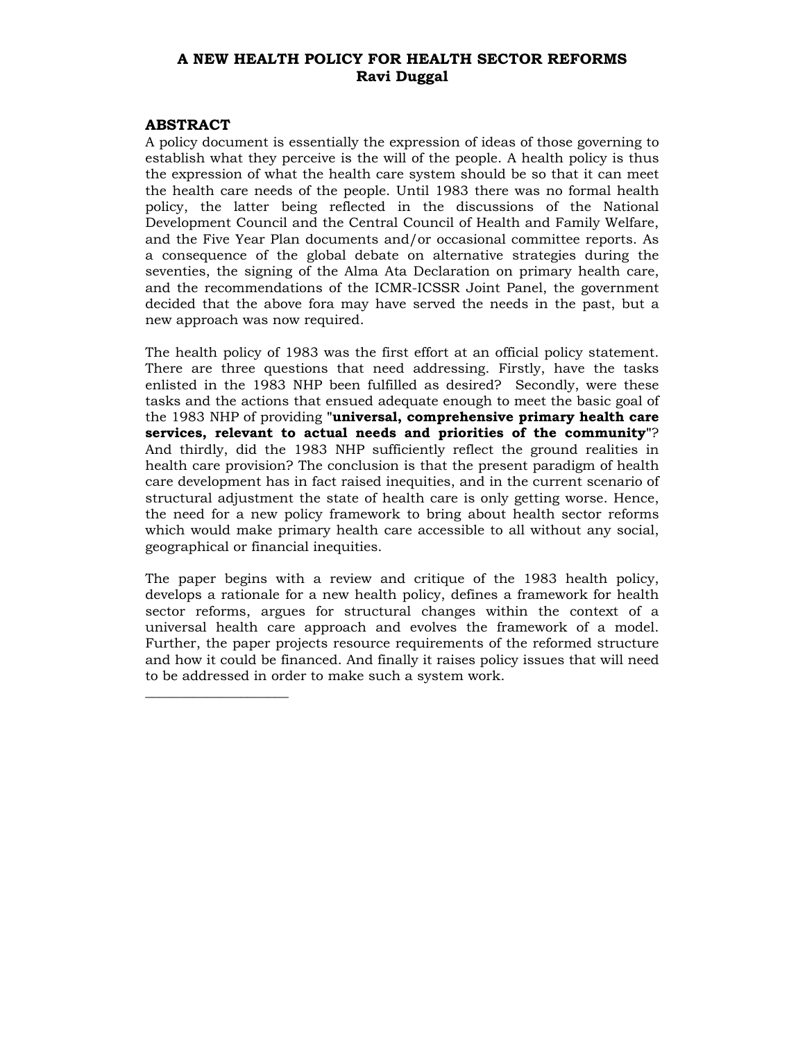# A NEW HEALTH POLICY FOR HEALTH SECTOR REFORMS

**Ravi Duggal**

## ABSTRACT

A policy document is essentially the expression of ideas of those governing to establish what they perceive is the will of the people. A health policy is thus the expression of what the health care system should be so that it can meet the health care needs of the people. Until 1983 there was no formal health policy, the latter being reflected in the discussions of the National Development Council and the Central Council of Health and Family Welfare, and the Five Year Plan documents and/or occasional committee reports. As a consequence of the global debate on alternative strategies during the seventies, the signing of the Alma Ata Declaration on primary health care, and the recommendations of the ICMR-ICSSR Joint Panel, the government decided that the above fora may have served the needs in the past, but a new approach was now required.

The health policy of 1983 was the first effort at an official policy statement. There are three questions that need addressing. Firstly, have the tasks enlisted in the 1983 NHP been fulfilled as desired? Secondly, were these tasks and the actions that ensued adequate enough to meet the basic goal of the 1983 NHP of providing "**universal, comprehensive primary health care services, relevant to actual needs and priorities of the community**"? And thirdly, did the 1983 NHP sufficiently reflect the ground realities in health care provision? The conclusion is that the present paradigm of health care development has in fact raised inequities, and in the current scenario of structural adjustment the state of health care is only getting worse. Hence, the need for a new policy framework to bring about health sector reforms which would make primary health care accessible to all without any social, geographical or financial inequities.

The paper begins with a review and critique of the 1983 health policy, develops a rationale for a new health policy, defines a framework for health sector reforms, argues for structural changes within the context of a universal health care approach and evolves the framework of a model. Further, the paper projects resource requirements of the reformed structure and how it could be financed. And finally it raises policy issues that will need to be addressed in order to make such a system work.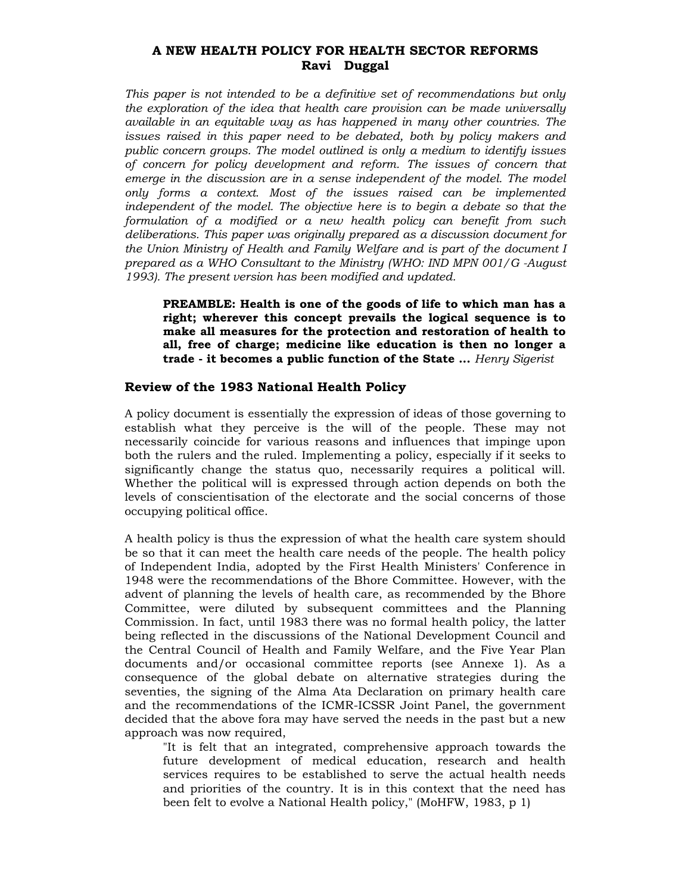# A NEW HEALTH POLICY FOR HEALTH SECTOR REFORMS
**Ravi Duggal**

*This paper is not intended to be a definitive set of recommendations but only the exploration of the idea that health care provision can be made universally available in an equitable way as has happened in many other countries. The issues raised in this paper need to be debated, both by policy makers and public concern groups. The model outlined is only a medium to identify issues of concern for policy development and reform. The issues of concern that emerge in the discussion are in a sense independent of the model. The model only forms a context. Most of the issues raised can be implemented independent of the model. The objective here is to begin a debate so that the formulation of a modified or a new health policy can benefit from such deliberations. This paper was originally prepared as a discussion document for the Union Ministry of Health and Family Welfare and is part of the document I prepared as a WHO Consultant to the Ministry (WHO: IND MPN 001/G -August 1993). The present version has been modified and updated.*

> **PREAMBLE: Health is one of the goods of life to which man has a right; wherever this concept prevails the logical sequence is to make all measures for the protection and restoration of health to all, free of charge; medicine like education is then no longer a trade - it becomes a public function of the State ...** *Henry Sigerist*

## Review of the 1983 National Health Policy

A policy document is essentially the expression of ideas of those governing to establish what they perceive is the will of the people. These may not necessarily coincide for various reasons and influences that impinge upon both the rulers and the ruled. Implementing a policy, especially if it seeks to significantly change the status quo, necessarily requires a political will. Whether the political will is expressed through action depends on both the levels of conscientisation of the electorate and the social concerns of those occupying political office.

A health policy is thus the expression of what the health care system should be so that it can meet the health care needs of the people. The health policy of Independent India, adopted by the First Health Ministers' Conference in 1948 were the recommendations of the Bhore Committee. However, with the advent of planning the levels of health care, as recommended by the Bhore Committee, were diluted by subsequent committees and the Planning Commission. In fact, until 1983 there was no formal health policy, the latter being reflected in the discussions of the National Development Council and the Central Council of Health and Family Welfare, and the Five Year Plan documents and/or occasional committee reports (see Annexe 1). As a consequence of the global debate on alternative strategies during the seventies, the signing of the Alma Ata Declaration on primary health care and the recommendations of the ICMR-ICSSR Joint Panel, the government decided that the above fora may have served the needs in the past but a new approach was now required,

> "It is felt that an integrated, comprehensive approach towards the future development of medical education, research and health services requires to be established to serve the actual health needs and priorities of the country. It is in this context that the need has been felt to evolve a National Health policy," (MoHFW, 1983, p 1)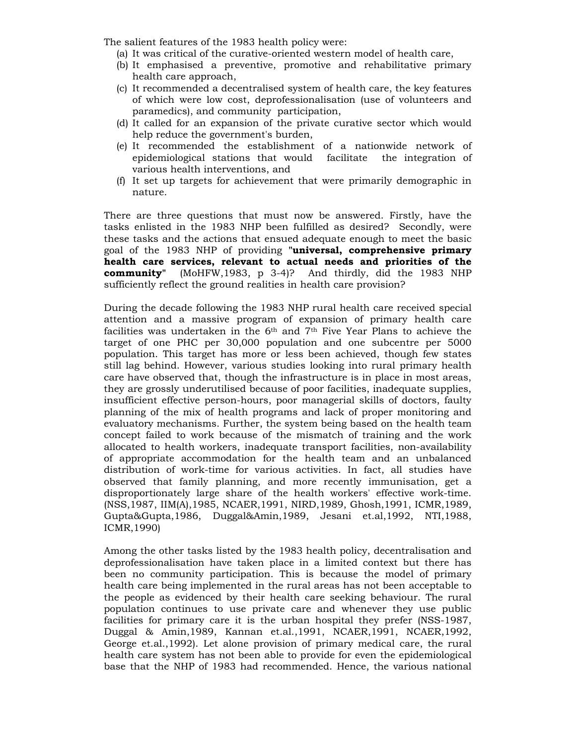The salient features of the 1983 health policy were:

(a) It was critical of the curative-oriented western model of health care,
(b) It emphasised a preventive, promotive and rehabilitative primary health care approach,
(c) It recommended a decentralised system of health care, the key features of which were low cost, deprofessionalisation (use of volunteers and paramedics), and community participation,
(d) It called for an expansion of the private curative sector which would help reduce the government's burden,
(e) It recommended the establishment of a nationwide network of epidemiological stations that would facilitate the integration of various health interventions, and
(f) It set up targets for achievement that were primarily demographic in nature.

There are three questions that must now be answered. Firstly, have the tasks enlisted in the 1983 NHP been fulfilled as desired? Secondly, were these tasks and the actions that ensued adequate enough to meet the basic goal of the 1983 NHP of providing **"universal, comprehensive primary health care services, relevant to actual needs and priorities of the community"** (MoHFW,1983, p 3-4)? And thirdly, did the 1983 NHP sufficiently reflect the ground realities in health care provision?

During the decade following the 1983 NHP rural health care received special attention and a massive program of expansion of primary health care facilities was undertaken in the 6th and 7th Five Year Plans to achieve the target of one PHC per 30,000 population and one subcentre per 5000 population. This target has more or less been achieved, though few states still lag behind. However, various studies looking into rural primary health care have observed that, though the infrastructure is in place in most areas, they are grossly underutilised because of poor facilities, inadequate supplies, insufficient effective person-hours, poor managerial skills of doctors, faulty planning of the mix of health programs and lack of proper monitoring and evaluatory mechanisms. Further, the system being based on the health team concept failed to work because of the mismatch of training and the work allocated to health workers, inadequate transport facilities, non-availability of appropriate accommodation for the health team and an unbalanced distribution of work-time for various activities. In fact, all studies have observed that family planning, and more recently immunisation, get a disproportionately large share of the health workers' effective work-time. (NSS,1987, IIM(A),1985, NCAER,1991, NIRD,1989, Ghosh,1991, ICMR,1989, Gupta&Gupta,1986, Duggal&Amin,1989, Jesani et.al,1992, NTI,1988, ICMR,1990)

Among the other tasks listed by the 1983 health policy, decentralisation and deprofessionalisation have taken place in a limited context but there has been no community participation. This is because the model of primary health care being implemented in the rural areas has not been acceptable to the people as evidenced by their health care seeking behaviour. The rural population continues to use private care and whenever they use public facilities for primary care it is the urban hospital they prefer (NSS-1987, Duggal & Amin,1989, Kannan et.al.,1991, NCAER,1991, NCAER,1992, George et.al.,1992). Let alone provision of primary medical care, the rural health care system has not been able to provide for even the epidemiological base that the NHP of 1983 had recommended. Hence, the various national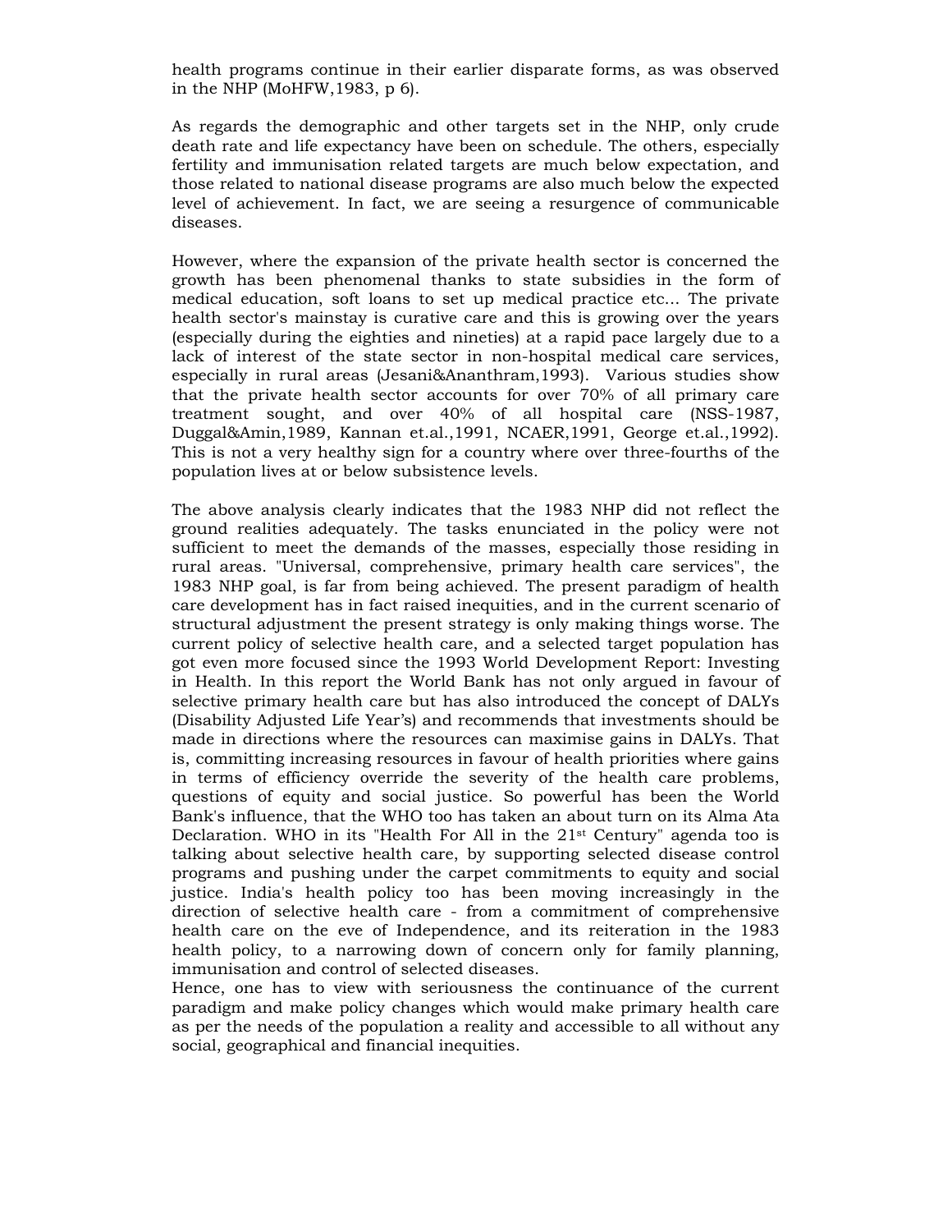health programs continue in their earlier disparate forms, as was observed in the NHP (MoHFW,1983, p 6).

As regards the demographic and other targets set in the NHP, only crude death rate and life expectancy have been on schedule. The others, especially fertility and immunisation related targets are much below expectation, and those related to national disease programs are also much below the expected level of achievement. In fact, we are seeing a resurgence of communicable diseases.

However, where the expansion of the private health sector is concerned the growth has been phenomenal thanks to state subsidies in the form of medical education, soft loans to set up medical practice etc... The private health sector's mainstay is curative care and this is growing over the years (especially during the eighties and nineties) at a rapid pace largely due to a lack of interest of the state sector in non-hospital medical care services, especially in rural areas (Jesani&Ananthram,1993). Various studies show that the private health sector accounts for over 70% of all primary care treatment sought, and over 40% of all hospital care (NSS-1987, Duggal&Amin,1989, Kannan et.al.,1991, NCAER,1991, George et.al.,1992). This is not a very healthy sign for a country where over three-fourths of the population lives at or below subsistence levels.

The above analysis clearly indicates that the 1983 NHP did not reflect the ground realities adequately. The tasks enunciated in the policy were not sufficient to meet the demands of the masses, especially those residing in rural areas. "Universal, comprehensive, primary health care services", the 1983 NHP goal, is far from being achieved. The present paradigm of health care development has in fact raised inequities, and in the current scenario of structural adjustment the present strategy is only making things worse. The current policy of selective health care, and a selected target population has got even more focused since the 1993 World Development Report: Investing in Health. In this report the World Bank has not only argued in favour of selective primary health care but has also introduced the concept of DALYs (Disability Adjusted Life Year's) and recommends that investments should be made in directions where the resources can maximise gains in DALYs. That is, committing increasing resources in favour of health priorities where gains in terms of efficiency override the severity of the health care problems, questions of equity and social justice. So powerful has been the World Bank's influence, that the WHO too has taken an about turn on its Alma Ata Declaration. WHO in its "Health For All in the 21st Century" agenda too is talking about selective health care, by supporting selected disease control programs and pushing under the carpet commitments to equity and social justice. India's health policy too has been moving increasingly in the direction of selective health care - from a commitment of comprehensive health care on the eve of Independence, and its reiteration in the 1983 health policy, to a narrowing down of concern only for family planning, immunisation and control of selected diseases.

Hence, one has to view with seriousness the continuance of the current paradigm and make policy changes which would make primary health care as per the needs of the population a reality and accessible to all without any social, geographical and financial inequities.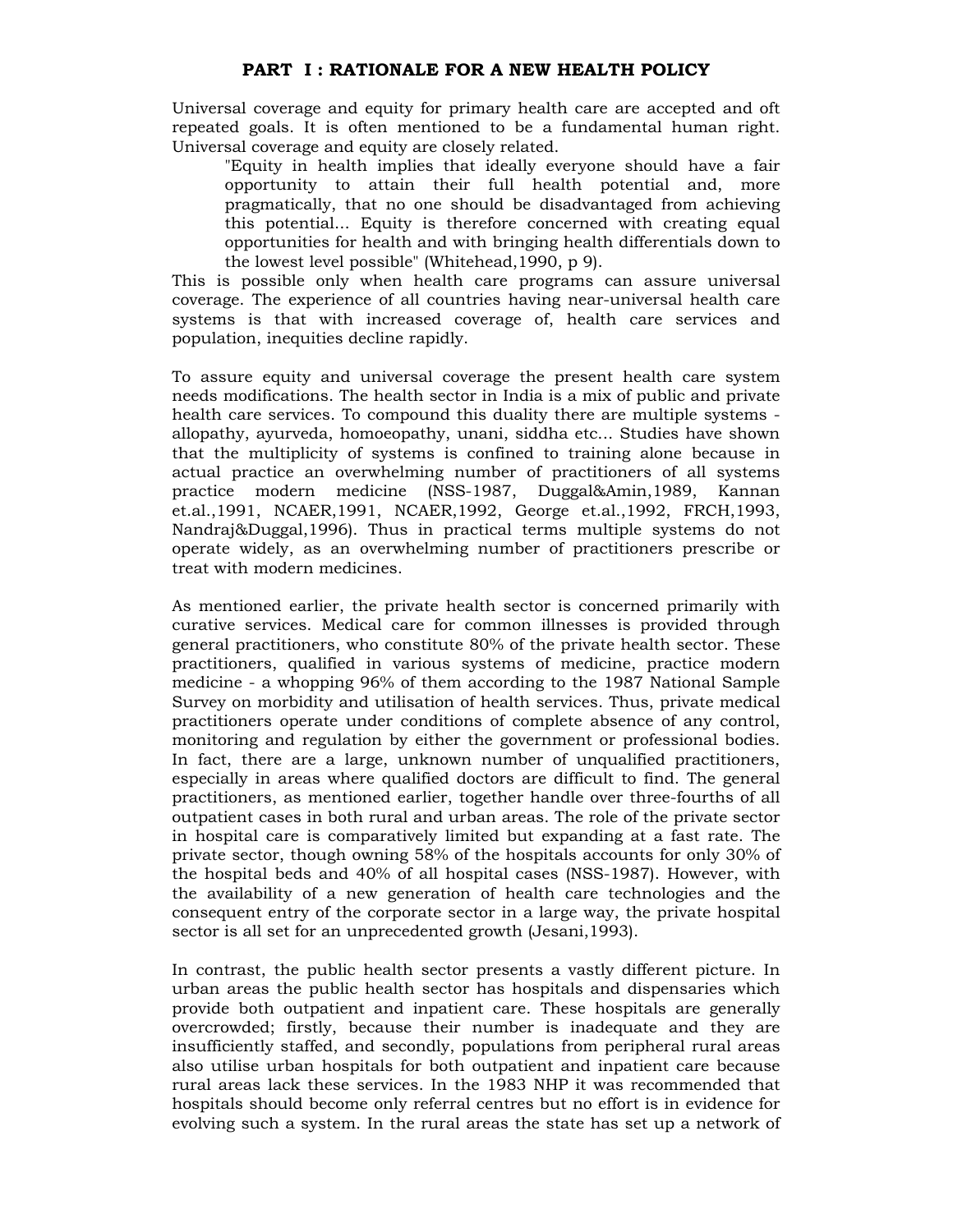## PART I : RATIONALE FOR A NEW HEALTH POLICY

Universal coverage and equity for primary health care are accepted and oft repeated goals. It is often mentioned to be a fundamental human right. Universal coverage and equity are closely related.

> "Equity in health implies that ideally everyone should have a fair opportunity to attain their full health potential and, more pragmatically, that no one should be disadvantaged from achieving this potential... Equity is therefore concerned with creating equal opportunities for health and with bringing health differentials down to the lowest level possible" (Whitehead,1990, p 9).

This is possible only when health care programs can assure universal coverage. The experience of all countries having near-universal health care systems is that with increased coverage of, health care services and population, inequities decline rapidly.

To assure equity and universal coverage the present health care system needs modifications. The health sector in India is a mix of public and private health care services. To compound this duality there are multiple systems - allopathy, ayurveda, homoeopathy, unani, siddha etc... Studies have shown that the multiplicity of systems is confined to training alone because in actual practice an overwhelming number of practitioners of all systems practice modern medicine (NSS-1987, Duggal&Amin,1989, Kannan et.al.,1991, NCAER,1991, NCAER,1992, George et.al.,1992, FRCH,1993, Nandraj&Duggal,1996). Thus in practical terms multiple systems do not operate widely, as an overwhelming number of practitioners prescribe or treat with modern medicines.

As mentioned earlier, the private health sector is concerned primarily with curative services. Medical care for common illnesses is provided through general practitioners, who constitute 80% of the private health sector. These practitioners, qualified in various systems of medicine, practice modern medicine - a whopping 96% of them according to the 1987 National Sample Survey on morbidity and utilisation of health services. Thus, private medical practitioners operate under conditions of complete absence of any control, monitoring and regulation by either the government or professional bodies. In fact, there are a large, unknown number of unqualified practitioners, especially in areas where qualified doctors are difficult to find. The general practitioners, as mentioned earlier, together handle over three-fourths of all outpatient cases in both rural and urban areas. The role of the private sector in hospital care is comparatively limited but expanding at a fast rate. The private sector, though owning 58% of the hospitals accounts for only 30% of the hospital beds and 40% of all hospital cases (NSS-1987). However, with the availability of a new generation of health care technologies and the consequent entry of the corporate sector in a large way, the private hospital sector is all set for an unprecedented growth (Jesani,1993).

In contrast, the public health sector presents a vastly different picture. In urban areas the public health sector has hospitals and dispensaries which provide both outpatient and inpatient care. These hospitals are generally overcrowded; firstly, because their number is inadequate and they are insufficiently staffed, and secondly, populations from peripheral rural areas also utilise urban hospitals for both outpatient and inpatient care because rural areas lack these services. In the 1983 NHP it was recommended that hospitals should become only referral centres but no effort is in evidence for evolving such a system. In the rural areas the state has set up a network of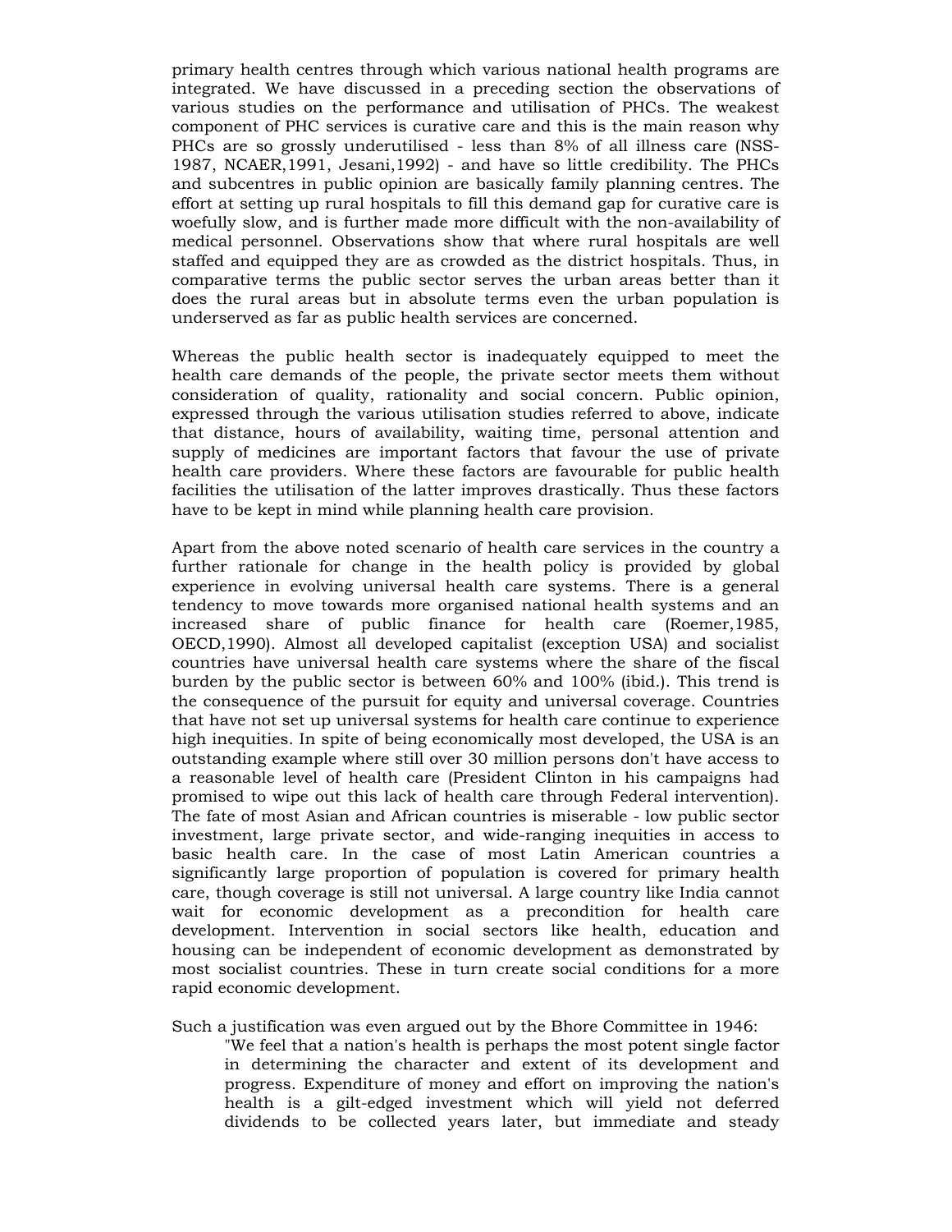primary health centres through which various national health programs are integrated. We have discussed in a preceding section the observations of various studies on the performance and utilisation of PHCs. The weakest component of PHC services is curative care and this is the main reason why PHCs are so grossly underutilised - less than 8% of all illness care (NSS-1987, NCAER,1991, Jesani,1992) - and have so little credibility. The PHCs and subcentres in public opinion are basically family planning centres. The effort at setting up rural hospitals to fill this demand gap for curative care is woefully slow, and is further made more difficult with the non-availability of medical personnel. Observations show that where rural hospitals are well staffed and equipped they are as crowded as the district hospitals. Thus, in comparative terms the public sector serves the urban areas better than it does the rural areas but in absolute terms even the urban population is underserved as far as public health services are concerned.

Whereas the public health sector is inadequately equipped to meet the health care demands of the people, the private sector meets them without consideration of quality, rationality and social concern. Public opinion, expressed through the various utilisation studies referred to above, indicate that distance, hours of availability, waiting time, personal attention and supply of medicines are important factors that favour the use of private health care providers. Where these factors are favourable for public health facilities the utilisation of the latter improves drastically. Thus these factors have to be kept in mind while planning health care provision.

Apart from the above noted scenario of health care services in the country a further rationale for change in the health policy is provided by global experience in evolving universal health care systems. There is a general tendency to move towards more organised national health systems and an increased share of public finance for health care (Roemer,1985, OECD,1990). Almost all developed capitalist (exception USA) and socialist countries have universal health care systems where the share of the fiscal burden by the public sector is between 60% and 100% (ibid.). This trend is the consequence of the pursuit for equity and universal coverage. Countries that have not set up universal systems for health care continue to experience high inequities. In spite of being economically most developed, the USA is an outstanding example where still over 30 million persons don't have access to a reasonable level of health care (President Clinton in his campaigns had promised to wipe out this lack of health care through Federal intervention). The fate of most Asian and African countries is miserable - low public sector investment, large private sector, and wide-ranging inequities in access to basic health care. In the case of most Latin American countries a significantly large proportion of population is covered for primary health care, though coverage is still not universal. A large country like India cannot wait for economic development as a precondition for health care development. Intervention in social sectors like health, education and housing can be independent of economic development as demonstrated by most socialist countries. These in turn create social conditions for a more rapid economic development.

Such a justification was even argued out by the Bhore Committee in 1946:

> "We feel that a nation's health is perhaps the most potent single factor in determining the character and extent of its development and progress. Expenditure of money and effort on improving the nation's health is a gilt-edged investment which will yield not deferred dividends to be collected years later, but immediate and steady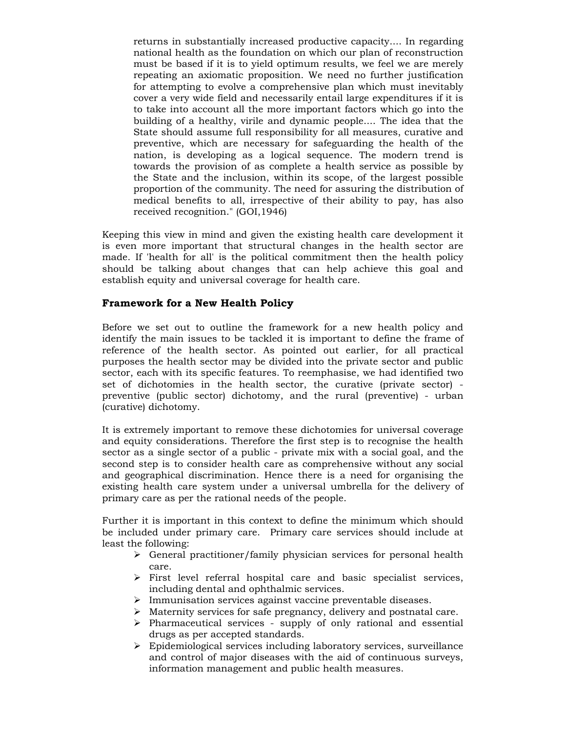> returns in substantially increased productive capacity.... In regarding national health as the foundation on which our plan of reconstruction must be based if it is to yield optimum results, we feel we are merely repeating an axiomatic proposition. We need no further justification for attempting to evolve a comprehensive plan which must inevitably cover a very wide field and necessarily entail large expenditures if it is to take into account all the more important factors which go into the building of a healthy, virile and dynamic people.... The idea that the State should assume full responsibility for all measures, curative and preventive, which are necessary for safeguarding the health of the nation, is developing as a logical sequence. The modern trend is towards the provision of as complete a health service as possible by the State and the inclusion, within its scope, of the largest possible proportion of the community. The need for assuring the distribution of medical benefits to all, irrespective of their ability to pay, has also received recognition." (GOI,1946)

Keeping this view in mind and given the existing health care development it is even more important that structural changes in the health sector are made. If 'health for all' is the political commitment then the health policy should be talking about changes that can help achieve this goal and establish equity and universal coverage for health care.

### Framework for a New Health Policy

Before we set out to outline the framework for a new health policy and identify the main issues to be tackled it is important to define the frame of reference of the health sector. As pointed out earlier, for all practical purposes the health sector may be divided into the private sector and public sector, each with its specific features. To reemphasise, we had identified two set of dichotomies in the health sector, the curative (private sector) - preventive (public sector) dichotomy, and the rural (preventive) - urban (curative) dichotomy.

It is extremely important to remove these dichotomies for universal coverage and equity considerations. Therefore the first step is to recognise the health sector as a single sector of a public - private mix with a social goal, and the second step is to consider health care as comprehensive without any social and geographical discrimination. Hence there is a need for organising the existing health care system under a universal umbrella for the delivery of primary care as per the rational needs of the people.

Further it is important in this context to define the minimum which should be included under primary care. Primary care services should include at least the following:

- General practitioner/family physician services for personal health care.
- First level referral hospital care and basic specialist services, including dental and ophthalmic services.
- Immunisation services against vaccine preventable diseases.
- Maternity services for safe pregnancy, delivery and postnatal care.
- Pharmaceutical services - supply of only rational and essential drugs as per accepted standards.
- Epidemiological services including laboratory services, surveillance and control of major diseases with the aid of continuous surveys, information management and public health measures.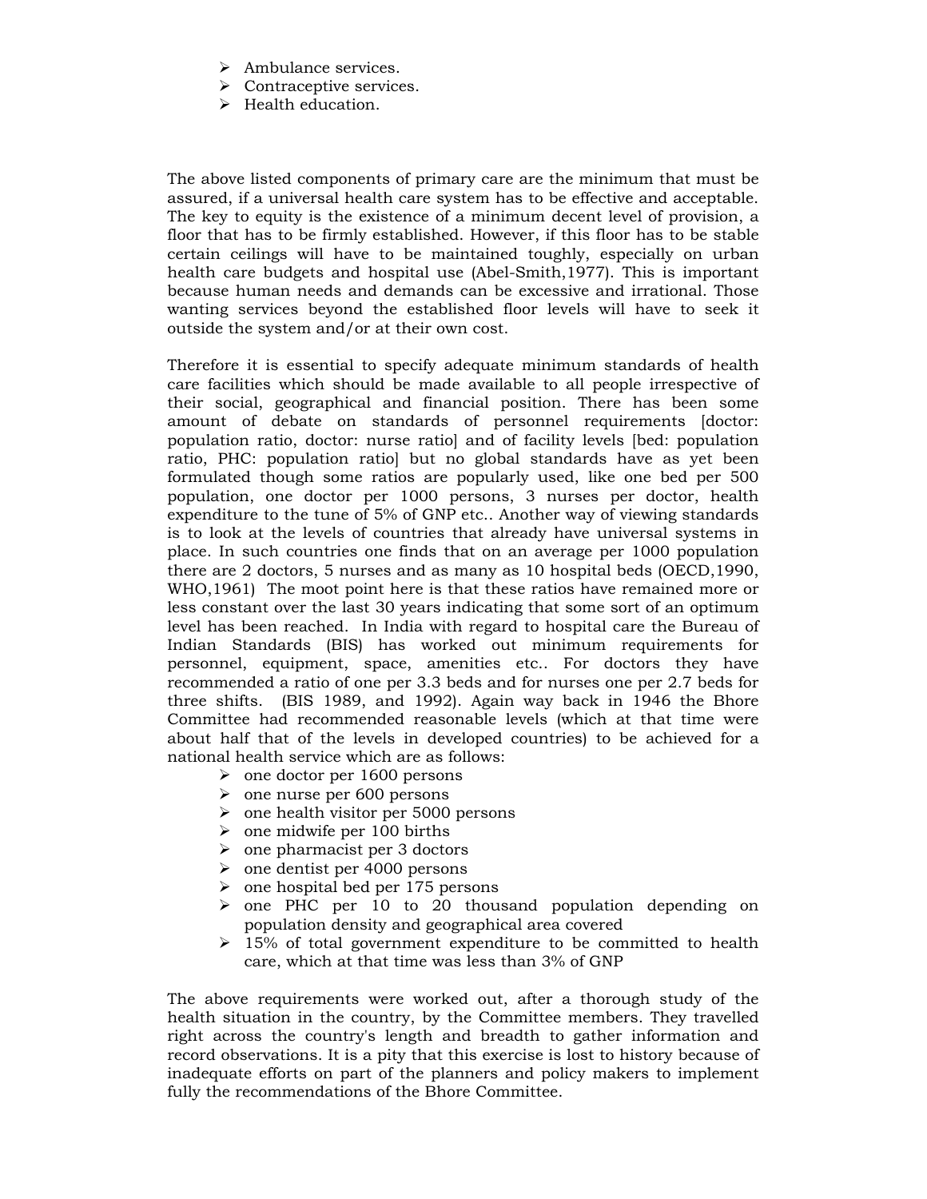- Ambulance services.
- Contraceptive services.
- Health education.

The above listed components of primary care are the minimum that must be assured, if a universal health care system has to be effective and acceptable. The key to equity is the existence of a minimum decent level of provision, a floor that has to be firmly established. However, if this floor has to be stable certain ceilings will have to be maintained toughly, especially on urban health care budgets and hospital use (Abel-Smith,1977). This is important because human needs and demands can be excessive and irrational. Those wanting services beyond the established floor levels will have to seek it outside the system and/or at their own cost.

Therefore it is essential to specify adequate minimum standards of health care facilities which should be made available to all people irrespective of their social, geographical and financial position. There has been some amount of debate on standards of personnel requirements [doctor: population ratio, doctor: nurse ratio] and of facility levels [bed: population ratio, PHC: population ratio] but no global standards have as yet been formulated though some ratios are popularly used, like one bed per 500 population, one doctor per 1000 persons, 3 nurses per doctor, health expenditure to the tune of 5% of GNP etc.. Another way of viewing standards is to look at the levels of countries that already have universal systems in place. In such countries one finds that on an average per 1000 population there are 2 doctors, 5 nurses and as many as 10 hospital beds (OECD,1990, WHO,1961) The moot point here is that these ratios have remained more or less constant over the last 30 years indicating that some sort of an optimum level has been reached. In India with regard to hospital care the Bureau of Indian Standards (BIS) has worked out minimum requirements for personnel, equipment, space, amenities etc.. For doctors they have recommended a ratio of one per 3.3 beds and for nurses one per 2.7 beds for three shifts. (BIS 1989, and 1992). Again way back in 1946 the Bhore Committee had recommended reasonable levels (which at that time were about half that of the levels in developed countries) to be achieved for a national health service which are as follows:

- one doctor per 1600 persons
- one nurse per 600 persons
- one health visitor per 5000 persons
- one midwife per 100 births
- one pharmacist per 3 doctors
- one dentist per 4000 persons
- one hospital bed per 175 persons
- one PHC per 10 to 20 thousand population depending on population density and geographical area covered
- 15% of total government expenditure to be committed to health care, which at that time was less than 3% of GNP

The above requirements were worked out, after a thorough study of the health situation in the country, by the Committee members. They travelled right across the country's length and breadth to gather information and record observations. It is a pity that this exercise is lost to history because of inadequate efforts on part of the planners and policy makers to implement fully the recommendations of the Bhore Committee.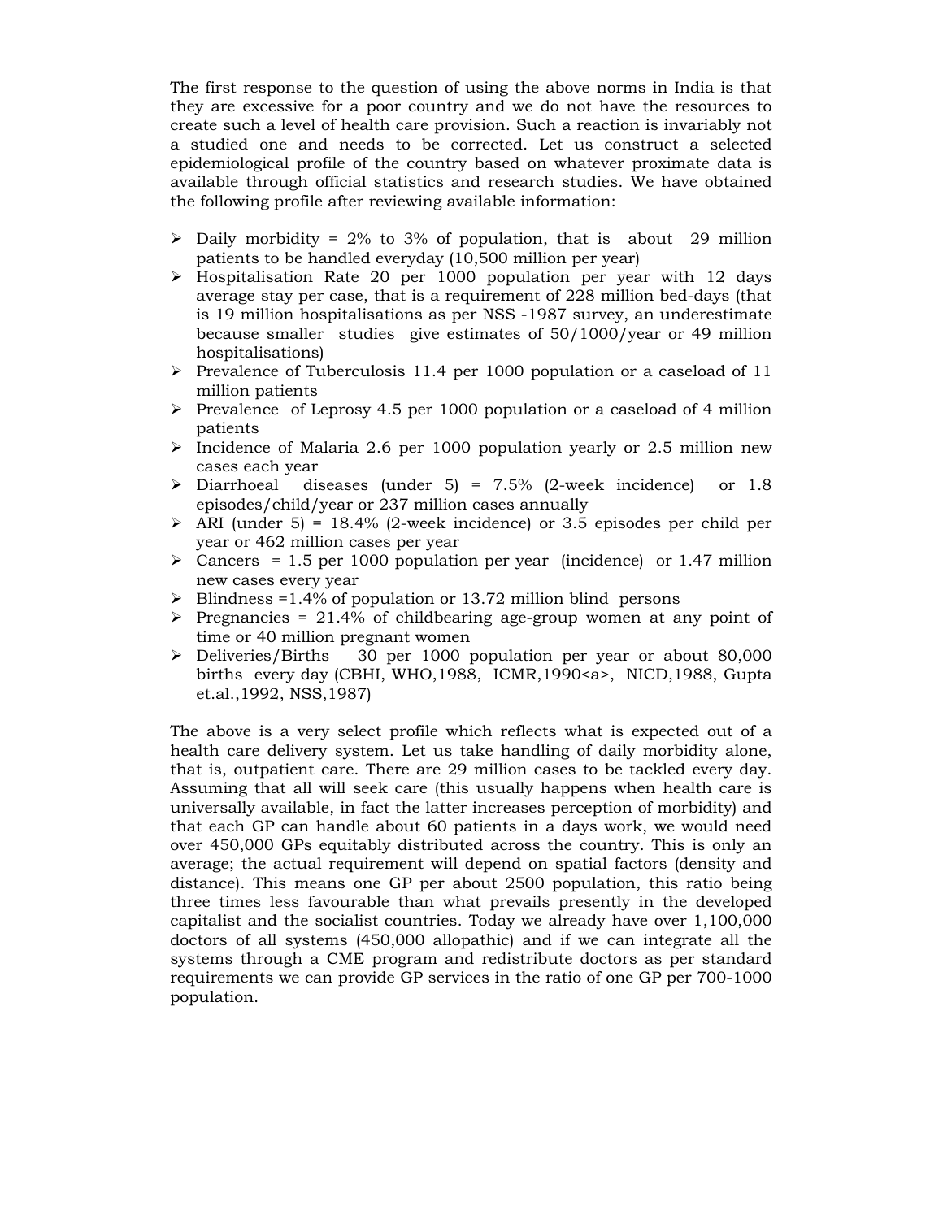The first response to the question of using the above norms in India is that they are excessive for a poor country and we do not have the resources to create such a level of health care provision. Such a reaction is invariably not a studied one and needs to be corrected. Let us construct a selected epidemiological profile of the country based on whatever proximate data is available through official statistics and research studies. We have obtained the following profile after reviewing available information:

- Daily morbidity = 2% to 3% of population, that is about 29 million patients to be handled everyday (10,500 million per year)
- Hospitalisation Rate 20 per 1000 population per year with 12 days average stay per case, that is a requirement of 228 million bed-days (that is 19 million hospitalisations as per NSS -1987 survey, an underestimate because smaller studies give estimates of 50/1000/year or 49 million hospitalisations)
- Prevalence of Tuberculosis 11.4 per 1000 population or a caseload of 11 million patients
- Prevalence of Leprosy 4.5 per 1000 population or a caseload of 4 million patients
- Incidence of Malaria 2.6 per 1000 population yearly or 2.5 million new cases each year
- Diarrhoeal diseases (under 5) = 7.5% (2-week incidence) or 1.8 episodes/child/year or 237 million cases annually
- ARI (under 5) = 18.4% (2-week incidence) or 3.5 episodes per child per year or 462 million cases per year
- Cancers = 1.5 per 1000 population per year (incidence) or 1.47 million new cases every year
- Blindness =1.4% of population or 13.72 million blind persons
- Pregnancies = 21.4% of childbearing age-group women at any point of time or 40 million pregnant women
- Deliveries/Births 30 per 1000 population per year or about 80,000 births every day (CBHI, WHO,1988, ICMR,1990<a>, NICD,1988, Gupta et.al.,1992, NSS,1987)

The above is a very select profile which reflects what is expected out of a health care delivery system. Let us take handling of daily morbidity alone, that is, outpatient care. There are 29 million cases to be tackled every day. Assuming that all will seek care (this usually happens when health care is universally available, in fact the latter increases perception of morbidity) and that each GP can handle about 60 patients in a days work, we would need over 450,000 GPs equitably distributed across the country. This is only an average; the actual requirement will depend on spatial factors (density and distance). This means one GP per about 2500 population, this ratio being three times less favourable than what prevails presently in the developed capitalist and the socialist countries. Today we already have over 1,100,000 doctors of all systems (450,000 allopathic) and if we can integrate all the systems through a CME program and redistribute doctors as per standard requirements we can provide GP services in the ratio of one GP per 700-1000 population.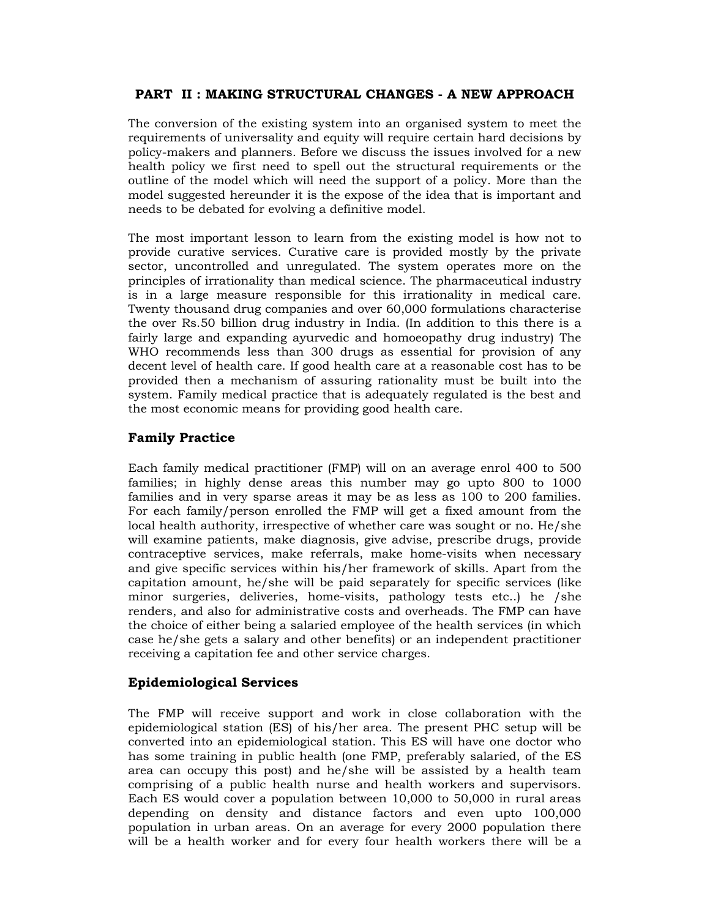## PART II : MAKING STRUCTURAL CHANGES - A NEW APPROACH

The conversion of the existing system into an organised system to meet the requirements of universality and equity will require certain hard decisions by policy-makers and planners. Before we discuss the issues involved for a new health policy we first need to spell out the structural requirements or the outline of the model which will need the support of a policy. More than the model suggested hereunder it is the expose of the idea that is important and needs to be debated for evolving a definitive model.

The most important lesson to learn from the existing model is how not to provide curative services. Curative care is provided mostly by the private sector, uncontrolled and unregulated. The system operates more on the principles of irrationality than medical science. The pharmaceutical industry is in a large measure responsible for this irrationality in medical care. Twenty thousand drug companies and over 60,000 formulations characterise the over Rs.50 billion drug industry in India. (In addition to this there is a fairly large and expanding ayurvedic and homoeopathy drug industry) The WHO recommends less than 300 drugs as essential for provision of any decent level of health care. If good health care at a reasonable cost has to be provided then a mechanism of assuring rationality must be built into the system. Family medical practice that is adequately regulated is the best and the most economic means for providing good health care.

### Family Practice

Each family medical practitioner (FMP) will on an average enrol 400 to 500 families; in highly dense areas this number may go upto 800 to 1000 families and in very sparse areas it may be as less as 100 to 200 families. For each family/person enrolled the FMP will get a fixed amount from the local health authority, irrespective of whether care was sought or no. He/she will examine patients, make diagnosis, give advise, prescribe drugs, provide contraceptive services, make referrals, make home-visits when necessary and give specific services within his/her framework of skills. Apart from the capitation amount, he/she will be paid separately for specific services (like minor surgeries, deliveries, home-visits, pathology tests etc..) he /she renders, and also for administrative costs and overheads. The FMP can have the choice of either being a salaried employee of the health services (in which case he/she gets a salary and other benefits) or an independent practitioner receiving a capitation fee and other service charges.

### Epidemiological Services

The FMP will receive support and work in close collaboration with the epidemiological station (ES) of his/her area. The present PHC setup will be converted into an epidemiological station. This ES will have one doctor who has some training in public health (one FMP, preferably salaried, of the ES area can occupy this post) and he/she will be assisted by a health team comprising of a public health nurse and health workers and supervisors. Each ES would cover a population between 10,000 to 50,000 in rural areas depending on density and distance factors and even upto 100,000 population in urban areas. On an average for every 2000 population there will be a health worker and for every four health workers there will be a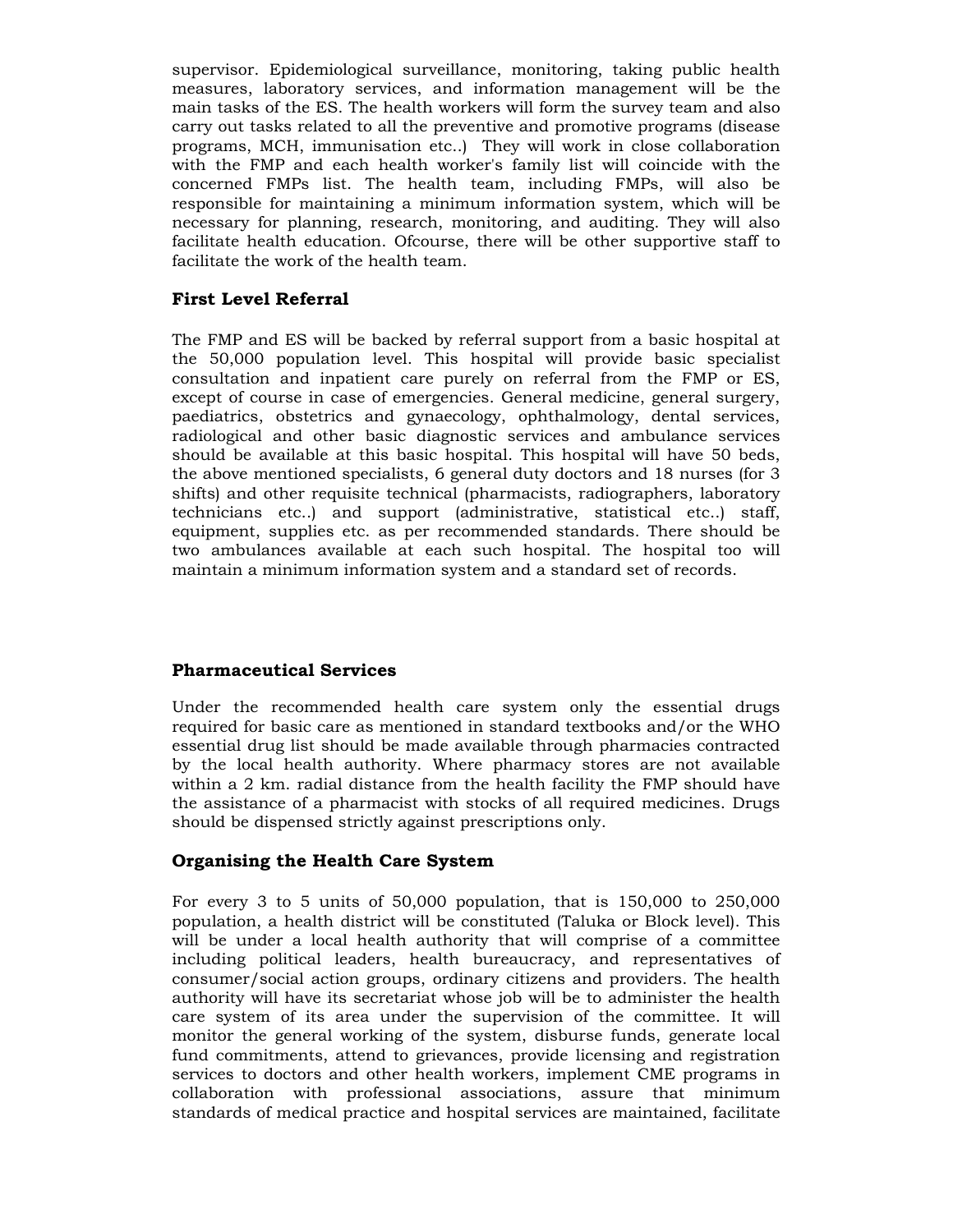supervisor. Epidemiological surveillance, monitoring, taking public health measures, laboratory services, and information management will be the main tasks of the ES. The health workers will form the survey team and also carry out tasks related to all the preventive and promotive programs (disease programs, MCH, immunisation etc..) They will work in close collaboration with the FMP and each health worker's family list will coincide with the concerned FMPs list. The health team, including FMPs, will also be responsible for maintaining a minimum information system, which will be necessary for planning, research, monitoring, and auditing. They will also facilitate health education. Ofcourse, there will be other supportive staff to facilitate the work of the health team.

### First Level Referral

The FMP and ES will be backed by referral support from a basic hospital at the 50,000 population level. This hospital will provide basic specialist consultation and inpatient care purely on referral from the FMP or ES, except of course in case of emergencies. General medicine, general surgery, paediatrics, obstetrics and gynaecology, ophthalmology, dental services, radiological and other basic diagnostic services and ambulance services should be available at this basic hospital. This hospital will have 50 beds, the above mentioned specialists, 6 general duty doctors and 18 nurses (for 3 shifts) and other requisite technical (pharmacists, radiographers, laboratory technicians etc..) and support (administrative, statistical etc..) staff, equipment, supplies etc. as per recommended standards. There should be two ambulances available at each such hospital. The hospital too will maintain a minimum information system and a standard set of records.

### Pharmaceutical Services

Under the recommended health care system only the essential drugs required for basic care as mentioned in standard textbooks and/or the WHO essential drug list should be made available through pharmacies contracted by the local health authority. Where pharmacy stores are not available within a 2 km. radial distance from the health facility the FMP should have the assistance of a pharmacist with stocks of all required medicines. Drugs should be dispensed strictly against prescriptions only.

### Organising the Health Care System

For every 3 to 5 units of 50,000 population, that is 150,000 to 250,000 population, a health district will be constituted (Taluka or Block level). This will be under a local health authority that will comprise of a committee including political leaders, health bureaucracy, and representatives of consumer/social action groups, ordinary citizens and providers. The health authority will have its secretariat whose job will be to administer the health care system of its area under the supervision of the committee. It will monitor the general working of the system, disburse funds, generate local fund commitments, attend to grievances, provide licensing and registration services to doctors and other health workers, implement CME programs in collaboration with professional associations, assure that minimum standards of medical practice and hospital services are maintained, facilitate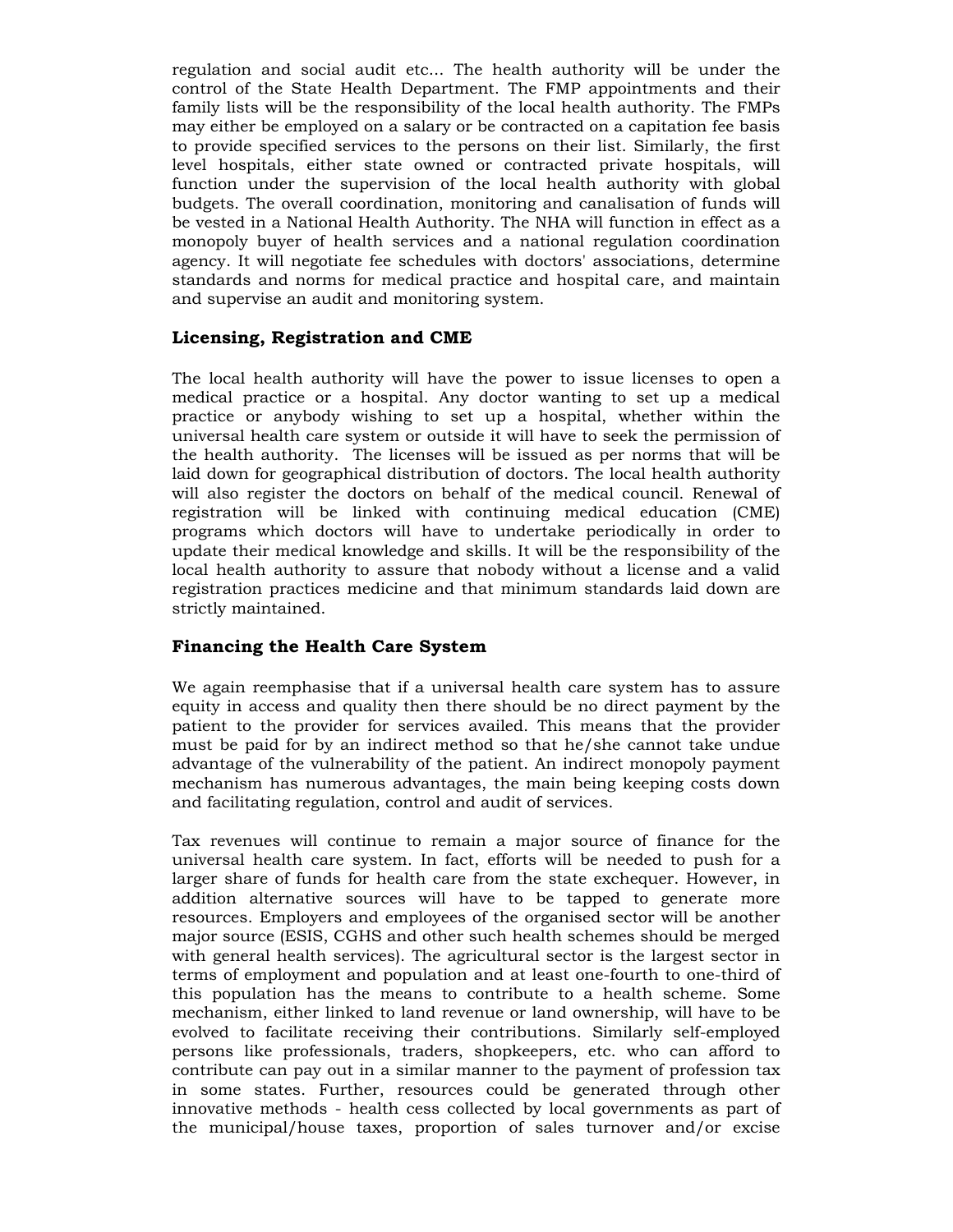regulation and social audit etc... The health authority will be under the control of the State Health Department. The FMP appointments and their family lists will be the responsibility of the local health authority. The FMPs may either be employed on a salary or be contracted on a capitation fee basis to provide specified services to the persons on their list. Similarly, the first level hospitals, either state owned or contracted private hospitals, will function under the supervision of the local health authority with global budgets. The overall coordination, monitoring and canalisation of funds will be vested in a National Health Authority. The NHA will function in effect as a monopoly buyer of health services and a national regulation coordination agency. It will negotiate fee schedules with doctors' associations, determine standards and norms for medical practice and hospital care, and maintain and supervise an audit and monitoring system.

### Licensing, Registration and CME

The local health authority will have the power to issue licenses to open a medical practice or a hospital. Any doctor wanting to set up a medical practice or anybody wishing to set up a hospital, whether within the universal health care system or outside it will have to seek the permission of the health authority. The licenses will be issued as per norms that will be laid down for geographical distribution of doctors. The local health authority will also register the doctors on behalf of the medical council. Renewal of registration will be linked with continuing medical education (CME) programs which doctors will have to undertake periodically in order to update their medical knowledge and skills. It will be the responsibility of the local health authority to assure that nobody without a license and a valid registration practices medicine and that minimum standards laid down are strictly maintained.

### Financing the Health Care System

We again reemphasise that if a universal health care system has to assure equity in access and quality then there should be no direct payment by the patient to the provider for services availed. This means that the provider must be paid for by an indirect method so that he/she cannot take undue advantage of the vulnerability of the patient. An indirect monopoly payment mechanism has numerous advantages, the main being keeping costs down and facilitating regulation, control and audit of services.

Tax revenues will continue to remain a major source of finance for the universal health care system. In fact, efforts will be needed to push for a larger share of funds for health care from the state exchequer. However, in addition alternative sources will have to be tapped to generate more resources. Employers and employees of the organised sector will be another major source (ESIS, CGHS and other such health schemes should be merged with general health services). The agricultural sector is the largest sector in terms of employment and population and at least one-fourth to one-third of this population has the means to contribute to a health scheme. Some mechanism, either linked to land revenue or land ownership, will have to be evolved to facilitate receiving their contributions. Similarly self-employed persons like professionals, traders, shopkeepers, etc. who can afford to contribute can pay out in a similar manner to the payment of profession tax in some states. Further, resources could be generated through other innovative methods - health cess collected by local governments as part of the municipal/house taxes, proportion of sales turnover and/or excise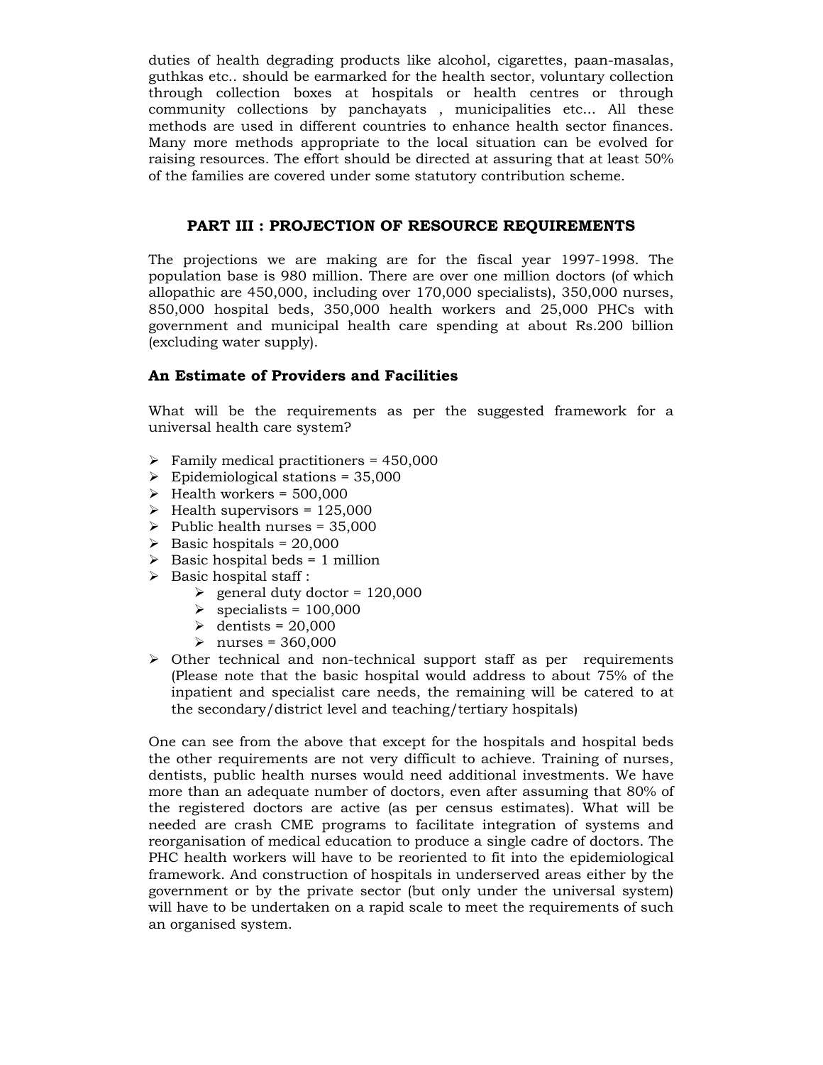duties of health degrading products like alcohol, cigarettes, paan-masalas, guthkas etc.. should be earmarked for the health sector, voluntary collection through collection boxes at hospitals or health centres or through community collections by panchayats , municipalities etc... All these methods are used in different countries to enhance health sector finances. Many more methods appropriate to the local situation can be evolved for raising resources. The effort should be directed at assuring that at least 50% of the families are covered under some statutory contribution scheme.

## PART III : PROJECTION OF RESOURCE REQUIREMENTS

The projections we are making are for the fiscal year 1997-1998. The population base is 980 million. There are over one million doctors (of which allopathic are 450,000, including over 170,000 specialists), 350,000 nurses, 850,000 hospital beds, 350,000 health workers and 25,000 PHCs with government and municipal health care spending at about Rs.200 billion (excluding water supply).

### An Estimate of Providers and Facilities

What will be the requirements as per the suggested framework for a universal health care system?

- Family medical practitioners = 450,000
- Epidemiological stations = 35,000
- Health workers = 500,000
- Health supervisors = 125,000
- Public health nurses = 35,000
- Basic hospitals = 20,000
- Basic hospital beds = 1 million
- Basic hospital staff :
  - general duty doctor = 120,000
  - specialists = 100,000
  - dentists = 20,000
  - nurses = 360,000
- Other technical and non-technical support staff as per requirements (Please note that the basic hospital would address to about 75% of the inpatient and specialist care needs, the remaining will be catered to at the secondary/district level and teaching/tertiary hospitals)

One can see from the above that except for the hospitals and hospital beds the other requirements are not very difficult to achieve. Training of nurses, dentists, public health nurses would need additional investments. We have more than an adequate number of doctors, even after assuming that 80% of the registered doctors are active (as per census estimates). What will be needed are crash CME programs to facilitate integration of systems and reorganisation of medical education to produce a single cadre of doctors. The PHC health workers will have to be reoriented to fit into the epidemiological framework. And construction of hospitals in underserved areas either by the government or by the private sector (but only under the universal system) will have to be undertaken on a rapid scale to meet the requirements of such an organised system.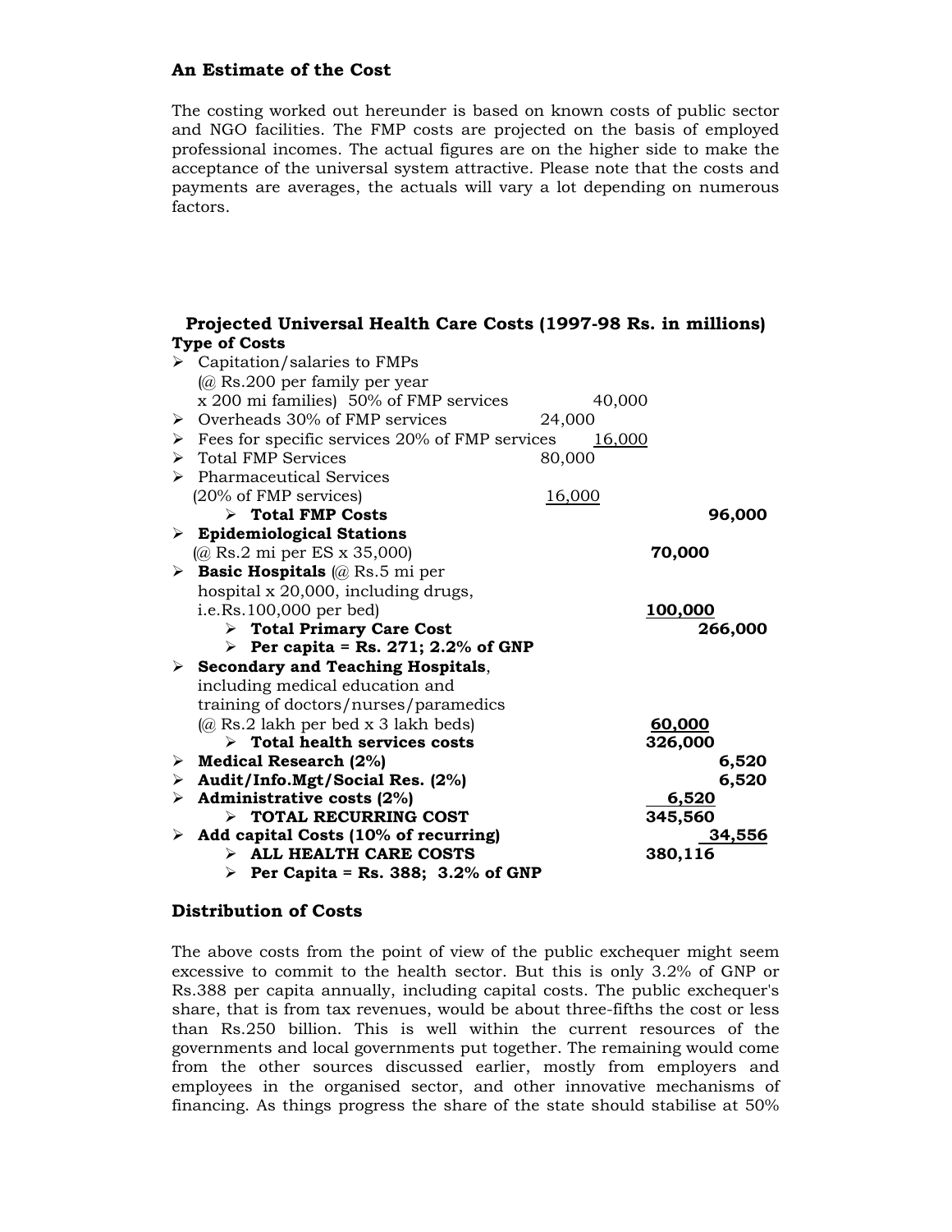### An Estimate of the Cost

The costing worked out hereunder is based on known costs of public sector and NGO facilities. The FMP costs are projected on the basis of employed professional incomes. The actual figures are on the higher side to make the acceptance of the universal system attractive. Please note that the costs and payments are averages, the actuals will vary a lot depending on numerous factors.

**Projected Universal Health Care Costs (1997-98 Rs. in millions)**

| Type of Costs | | | |
|---|---|---|---|
| ➢ Capitation/salaries to FMPs (@ Rs.200 per family per year x 200 mi families) 50% of FMP services | | 40,000 | |
| ➢ Overheads 30% of FMP services | 24,000 | | |
| ➢ Fees for specific services 20% of FMP services | | 16,000 | |
| ➢ Total FMP Services | 80,000 | | |
| ➢ Pharmaceutical Services (20% of FMP services) | 16,000 | | |
| ➢ **Total FMP Costs** | | | **96,000** |
| ➢ **Epidemiological Stations** (@ Rs.2 mi per ES x 35,000) | | **70,000** | |
| ➢ **Basic Hospitals** (@ Rs.5 mi per hospital x 20,000, including drugs, i.e.Rs.100,000 per bed) | | **100,000** | |
| ➢ **Total Primary Care Cost** | | | **266,000** |
| ➢ **Per capita = Rs. 271; 2.2% of GNP** | | | |
| ➢ **Secondary and Teaching Hospitals**, including medical education and training of doctors/nurses/paramedics (@ Rs.2 lakh per bed x 3 lakh beds) | | **60,000** | |
| ➢ **Total health services costs** | | **326,000** | |
| ➢ **Medical Research (2%)** | | | **6,520** |
| ➢ **Audit/Info.Mgt/Social Res. (2%)** | | | **6,520** |
| ➢ **Administrative costs (2%)** | | **6,520** | |
| ➢ **TOTAL RECURRING COST** | | **345,560** | |
| ➢ **Add capital Costs (10% of recurring)** | | | **34,556** |
| ➢ **ALL HEALTH CARE COSTS** | | **380,116** | |
| ➢ **Per Capita = Rs. 388; 3.2% of GNP** | | | |

### Distribution of Costs

The above costs from the point of view of the public exchequer might seem excessive to commit to the health sector. But this is only 3.2% of GNP or Rs.388 per capita annually, including capital costs. The public exchequer's share, that is from tax revenues, would be about three-fifths the cost or less than Rs.250 billion. This is well within the current resources of the governments and local governments put together. The remaining would come from the other sources discussed earlier, mostly from employers and employees in the organised sector, and other innovative mechanisms of financing. As things progress the share of the state should stabilise at 50%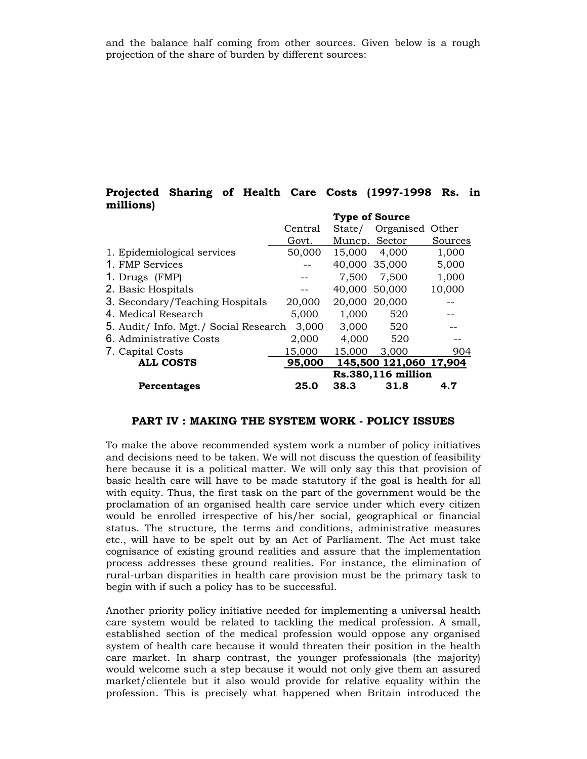and the balance half coming from other sources. Given below is a rough projection of the share of burden by different sources:

**Projected Sharing of Health Care Costs (1997-1998 Rs. in millions)**

| | **Type of Source** | | | |
|---|---|---|---|---|
| | Central Govt. | State/ Muncp. | Organised Sector | Other Sources |
| 1. Epidemiological services | 50,000 | 15,000 | 4,000 | 1,000 |
| 1. FMP Services | -- | 40,000 | 35,000 | 5,000 |
| 1. Drugs (FMP) | -- | 7,500 | 7,500 | 1,000 |
| 2. Basic Hospitals | -- | 40,000 | 50,000 | 10,000 |
| 3. Secondary/Teaching Hospitals | 20,000 | 20,000 | 20,000 | -- |
| 4. Medical Research | 5,000 | 1,000 | 520 | -- |
| 5. Audit/ Info. Mgt./ Social Research | 3,000 | 3,000 | 520 | -- |
| 6. Administrative Costs | 2,000 | 4,000 | 520 | -- |
| 7. Capital Costs | 15,000 | 15,000 | 3,000 | 904 |
| **ALL COSTS** | **95,000** | **145,500** | **121,060** | **17,904** |
| | | **Rs.380,116 million** | | |
| **Percentages** | **25.0** | **38.3** | **31.8** | **4.7** |

## PART IV : MAKING THE SYSTEM WORK - POLICY ISSUES

To make the above recommended system work a number of policy initiatives and decisions need to be taken. We will not discuss the question of feasibility here because it is a political matter. We will only say this that provision of basic health care will have to be made statutory if the goal is health for all with equity. Thus, the first task on the part of the government would be the proclamation of an organised health care service under which every citizen would be enrolled irrespective of his/her social, geographical or financial status. The structure, the terms and conditions, administrative measures etc., will have to be spelt out by an Act of Parliament. The Act must take cognisance of existing ground realities and assure that the implementation process addresses these ground realities. For instance, the elimination of rural-urban disparities in health care provision must be the primary task to begin with if such a policy has to be successful.

Another priority policy initiative needed for implementing a universal health care system would be related to tackling the medical profession. A small, established section of the medical profession would oppose any organised system of health care because it would threaten their position in the health care market. In sharp contrast, the younger professionals (the majority) would welcome such a step because it would not only give them an assured market/clientele but it also would provide for relative equality within the profession. This is precisely what happened when Britain introduced the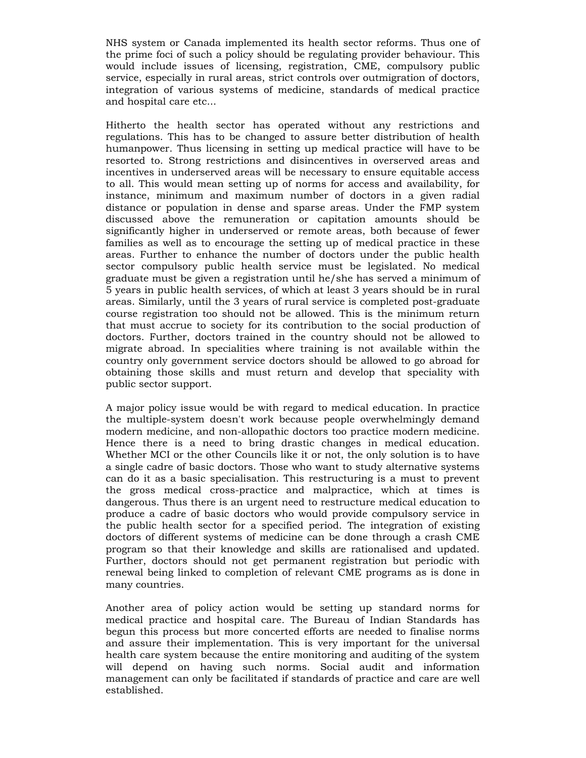NHS system or Canada implemented its health sector reforms. Thus one of the prime foci of such a policy should be regulating provider behaviour. This would include issues of licensing, registration, CME, compulsory public service, especially in rural areas, strict controls over outmigration of doctors, integration of various systems of medicine, standards of medical practice and hospital care etc...

Hitherto the health sector has operated without any restrictions and regulations. This has to be changed to assure better distribution of health humanpower. Thus licensing in setting up medical practice will have to be resorted to. Strong restrictions and disincentives in overserved areas and incentives in underserved areas will be necessary to ensure equitable access to all. This would mean setting up of norms for access and availability, for instance, minimum and maximum number of doctors in a given radial distance or population in dense and sparse areas. Under the FMP system discussed above the remuneration or capitation amounts should be significantly higher in underserved or remote areas, both because of fewer families as well as to encourage the setting up of medical practice in these areas. Further to enhance the number of doctors under the public health sector compulsory public health service must be legislated. No medical graduate must be given a registration until he/she has served a minimum of 5 years in public health services, of which at least 3 years should be in rural areas. Similarly, until the 3 years of rural service is completed post-graduate course registration too should not be allowed. This is the minimum return that must accrue to society for its contribution to the social production of doctors. Further, doctors trained in the country should not be allowed to migrate abroad. In specialities where training is not available within the country only government service doctors should be allowed to go abroad for obtaining those skills and must return and develop that speciality with public sector support.

A major policy issue would be with regard to medical education. In practice the multiple-system doesn't work because people overwhelmingly demand modern medicine, and non-allopathic doctors too practice modern medicine. Hence there is a need to bring drastic changes in medical education. Whether MCI or the other Councils like it or not, the only solution is to have a single cadre of basic doctors. Those who want to study alternative systems can do it as a basic specialisation. This restructuring is a must to prevent the gross medical cross-practice and malpractice, which at times is dangerous. Thus there is an urgent need to restructure medical education to produce a cadre of basic doctors who would provide compulsory service in the public health sector for a specified period. The integration of existing doctors of different systems of medicine can be done through a crash CME program so that their knowledge and skills are rationalised and updated. Further, doctors should not get permanent registration but periodic with renewal being linked to completion of relevant CME programs as is done in many countries.

Another area of policy action would be setting up standard norms for medical practice and hospital care. The Bureau of Indian Standards has begun this process but more concerted efforts are needed to finalise norms and assure their implementation. This is very important for the universal health care system because the entire monitoring and auditing of the system will depend on having such norms. Social audit and information management can only be facilitated if standards of practice and care are well established.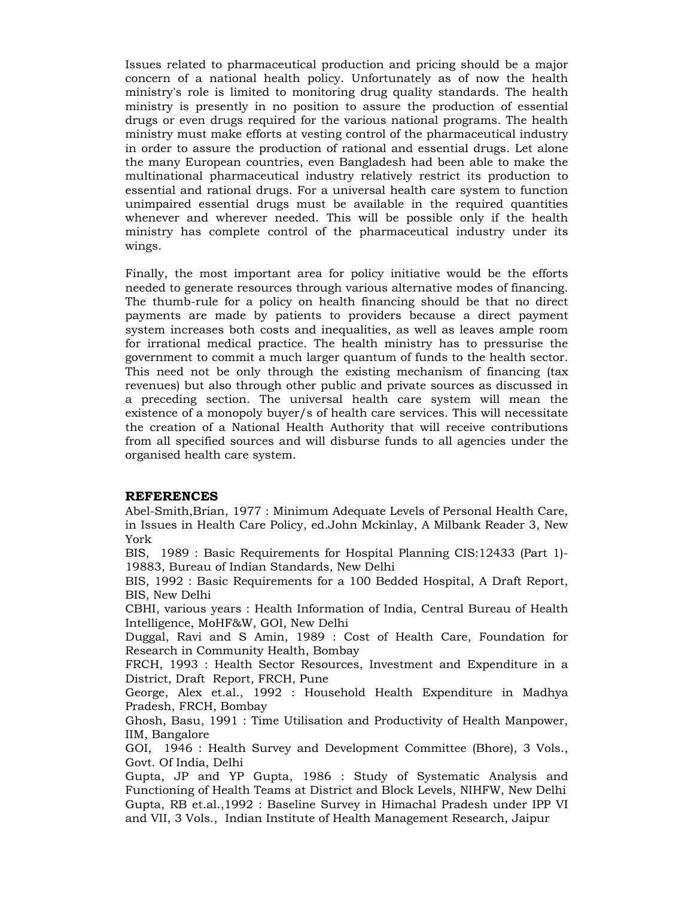Issues related to pharmaceutical production and pricing should be a major concern of a national health policy. Unfortunately as of now the health ministry's role is limited to monitoring drug quality standards. The health ministry is presently in no position to assure the production of essential drugs or even drugs required for the various national programs. The health ministry must make efforts at vesting control of the pharmaceutical industry in order to assure the production of rational and essential drugs. Let alone the many European countries, even Bangladesh had been able to make the multinational pharmaceutical industry relatively restrict its production to essential and rational drugs. For a universal health care system to function unimpaired essential drugs must be available in the required quantities whenever and wherever needed. This will be possible only if the health ministry has complete control of the pharmaceutical industry under its wings.

Finally, the most important area for policy initiative would be the efforts needed to generate resources through various alternative modes of financing. The thumb-rule for a policy on health financing should be that no direct payments are made by patients to providers because a direct payment system increases both costs and inequalities, as well as leaves ample room for irrational medical practice. The health ministry has to pressurise the government to commit a much larger quantum of funds to the health sector. This need not be only through the existing mechanism of financing (tax revenues) but also through other public and private sources as discussed in a preceding section. The universal health care system will mean the existence of a monopoly buyer/s of health care services. This will necessitate the creation of a National Health Authority that will receive contributions from all specified sources and will disburse funds to all agencies under the organised health care system.

## REFERENCES

Abel-Smith,Brian, 1977 : Minimum Adequate Levels of Personal Health Care, in Issues in Health Care Policy, ed.John Mckinlay, A Milbank Reader 3, New York

BIS, 1989 : Basic Requirements for Hospital Planning CIS:12433 (Part 1)-19883, Bureau of Indian Standards, New Delhi

BIS, 1992 : Basic Requirements for a 100 Bedded Hospital, A Draft Report, BIS, New Delhi

CBHI, various years : Health Information of India, Central Bureau of Health Intelligence, MoHF&W, GOI, New Delhi

Duggal, Ravi and S Amin, 1989 : Cost of Health Care, Foundation for Research in Community Health, Bombay

FRCH, 1993 : Health Sector Resources, Investment and Expenditure in a District, Draft Report, FRCH, Pune

George, Alex et.al., 1992 : Household Health Expenditure in Madhya Pradesh, FRCH, Bombay

Ghosh, Basu, 1991 : Time Utilisation and Productivity of Health Manpower, IIM, Bangalore

GOI, 1946 : Health Survey and Development Committee (Bhore), 3 Vols., Govt. Of India, Delhi

Gupta, JP and YP Gupta, 1986 : Study of Systematic Analysis and Functioning of Health Teams at District and Block Levels, NIHFW, New Delhi

Gupta, RB et.al.,1992 : Baseline Survey in Himachal Pradesh under IPP VI and VII, 3 Vols., Indian Institute of Health Management Research, Jaipur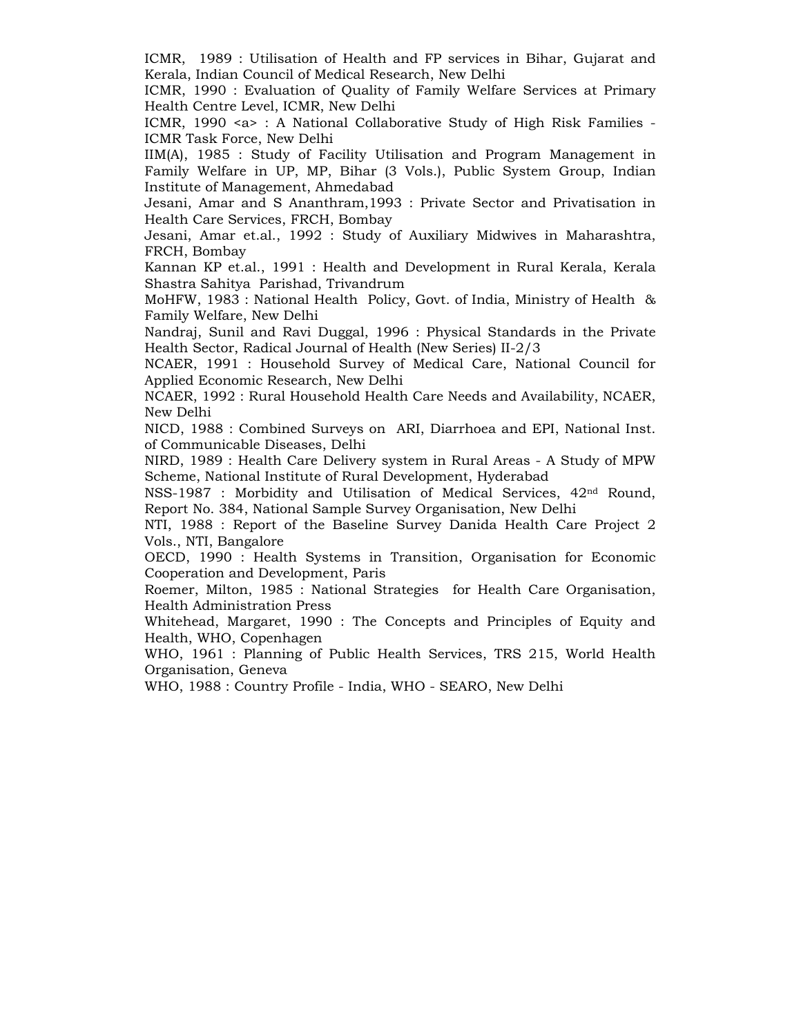ICMR, 1989 : Utilisation of Health and FP services in Bihar, Gujarat and Kerala, Indian Council of Medical Research, New Delhi

ICMR, 1990 : Evaluation of Quality of Family Welfare Services at Primary Health Centre Level, ICMR, New Delhi

ICMR, 1990 <a> : A National Collaborative Study of High Risk Families - ICMR Task Force, New Delhi

IIM(A), 1985 : Study of Facility Utilisation and Program Management in Family Welfare in UP, MP, Bihar (3 Vols.), Public System Group, Indian Institute of Management, Ahmedabad

Jesani, Amar and S Ananthram,1993 : Private Sector and Privatisation in Health Care Services, FRCH, Bombay

Jesani, Amar et.al., 1992 : Study of Auxiliary Midwives in Maharashtra, FRCH, Bombay

Kannan KP et.al., 1991 : Health and Development in Rural Kerala, Kerala Shastra Sahitya Parishad, Trivandrum

MoHFW, 1983 : National Health Policy, Govt. of India, Ministry of Health & Family Welfare, New Delhi

Nandraj, Sunil and Ravi Duggal, 1996 : Physical Standards in the Private Health Sector, Radical Journal of Health (New Series) II-2/3

NCAER, 1991 : Household Survey of Medical Care, National Council for Applied Economic Research, New Delhi

NCAER, 1992 : Rural Household Health Care Needs and Availability, NCAER, New Delhi

NICD, 1988 : Combined Surveys on ARI, Diarrhoea and EPI, National Inst. of Communicable Diseases, Delhi

NIRD, 1989 : Health Care Delivery system in Rural Areas - A Study of MPW Scheme, National Institute of Rural Development, Hyderabad

NSS-1987 : Morbidity and Utilisation of Medical Services, 42nd Round, Report No. 384, National Sample Survey Organisation, New Delhi

NTI, 1988 : Report of the Baseline Survey Danida Health Care Project 2 Vols., NTI, Bangalore

OECD, 1990 : Health Systems in Transition, Organisation for Economic Cooperation and Development, Paris

Roemer, Milton, 1985 : National Strategies for Health Care Organisation, Health Administration Press

Whitehead, Margaret, 1990 : The Concepts and Principles of Equity and Health, WHO, Copenhagen

WHO, 1961 : Planning of Public Health Services, TRS 215, World Health Organisation, Geneva

WHO, 1988 : Country Profile - India, WHO - SEARO, New Delhi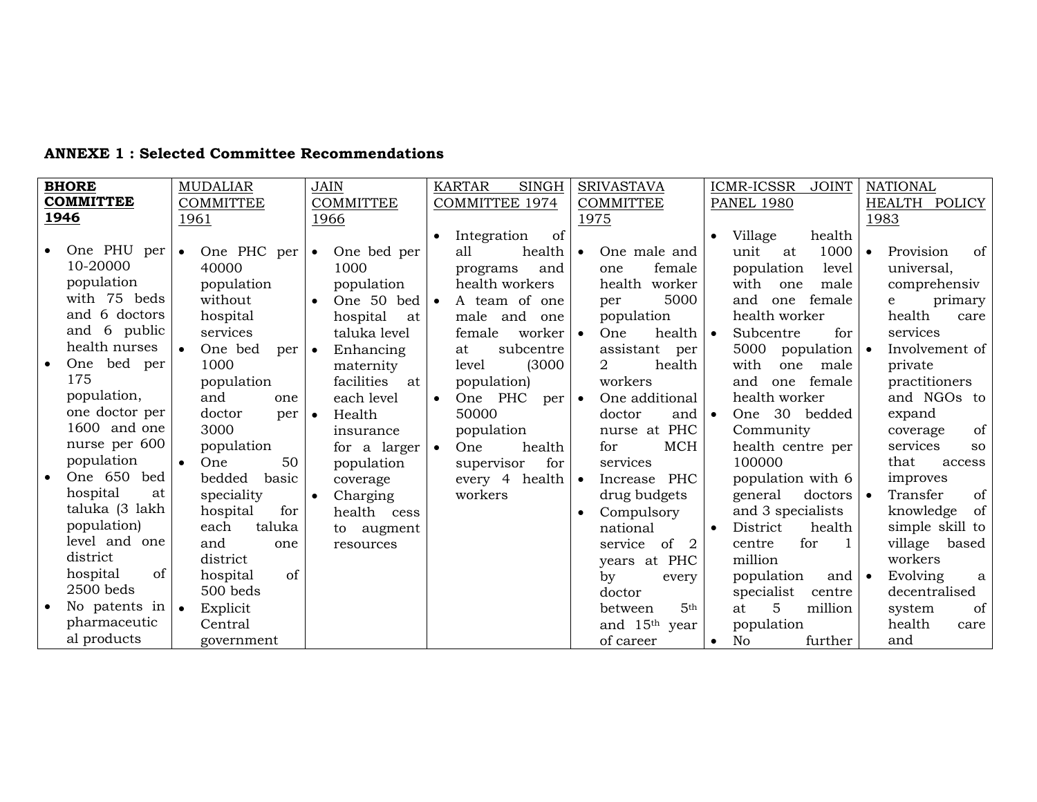**ANNEXE 1 : Selected Committee Recommendations**

| **BHORE COMMITTEE 1946** | MUDALIAR COMMITTEE 1961 | JAIN COMMITTEE 1966 | KARTAR SINGH COMMITTEE 1974 | SRIVASTAVA COMMITTEE 1975 | ICMR-ICSSR JOINT PANEL 1980 | NATIONAL HEALTH POLICY 1983 |
|---|---|---|---|---|---|---|
| • One PHU per 10-20000 population with 75 beds and 6 doctors and 6 public health nurses<br>• One bed per 175 population, one doctor per 1600 and one nurse per 600 population<br>• One 650 bed hospital at taluka (3 lakh population) level and one district hospital of 2500 beds<br>• No patents in pharmaceutical products | • One PHC per 40000 population without hospital services<br>• One bed per 1000 population and one doctor per 3000 population<br>• One 50 bedded basic speciality hospital for each taluka and one district hospital of 500 beds<br>• Explicit Central government | • One bed per 1000 population<br>• One 50 bed hospital at taluka level<br>• Enhancing maternity facilities at each level<br>• Health insurance for a larger population coverage<br>• Charging health cess to augment resources | • Integration of all health programs and health workers<br>• A team of one male and one female worker at subcentre level (3000 population)<br>• One PHC per 50000 population<br>• One health supervisor for every 4 health workers | • One male and one female health worker per 5000 population<br>• One health assistant per 2 health workers<br>• One additional doctor and nurse at PHC for MCH services<br>• Increase PHC drug budgets<br>• Compulsory national service of 2 years at PHC by every doctor between 5th and 15th year of career | • Village health unit at 1000 population level with one male and one female health worker<br>• Subcentre for 5000 population with one male and one female health worker<br>• One 30 bedded Community health centre per 100000 population with 6 general doctors and 3 specialists<br>• District health centre for 1 million population and specialist centre at 5 million population<br>• No further | • Provision of universal, comprehensive primary health care services<br>• Involvement of private practitioners and NGOs to expand coverage of services so that access improves<br>• Transfer of knowledge of simple skill to village based workers<br>• Evolving a decentralised system of health care and |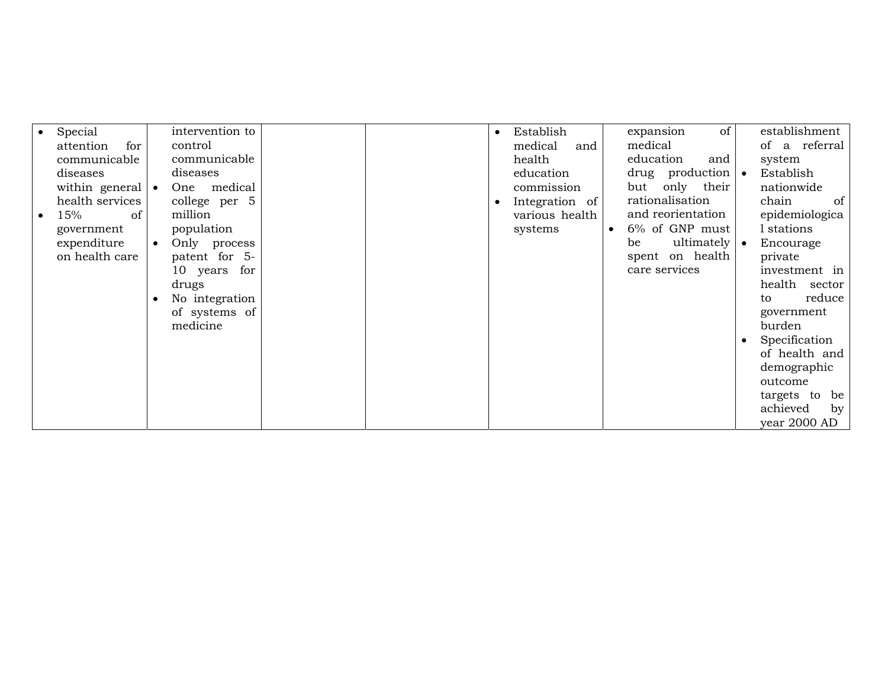| | | | | | | |
|---|---|---|---|---|---|---|
| • Special attention for communicable diseases within general health services<br>• 15% of government expenditure on health care | intervention to control communicable diseases<br>• One medical college per 5 million population<br>• Only process patent for 5-10 years for drugs<br>• No integration of systems of medicine | | | • Establish medical and health education commission<br>• Integration of various health systems | expansion of medical education and drug production but only their rationalisation and reorientation<br>• 6% of GNP must be ultimately spent on health care services | establishment of a referral system<br>• Establish nationwide chain of epidemiological stations<br>• Encourage private investment in health sector to reduce government burden<br>• Specification of health and demographic outcome targets to be achieved by year 2000 AD |